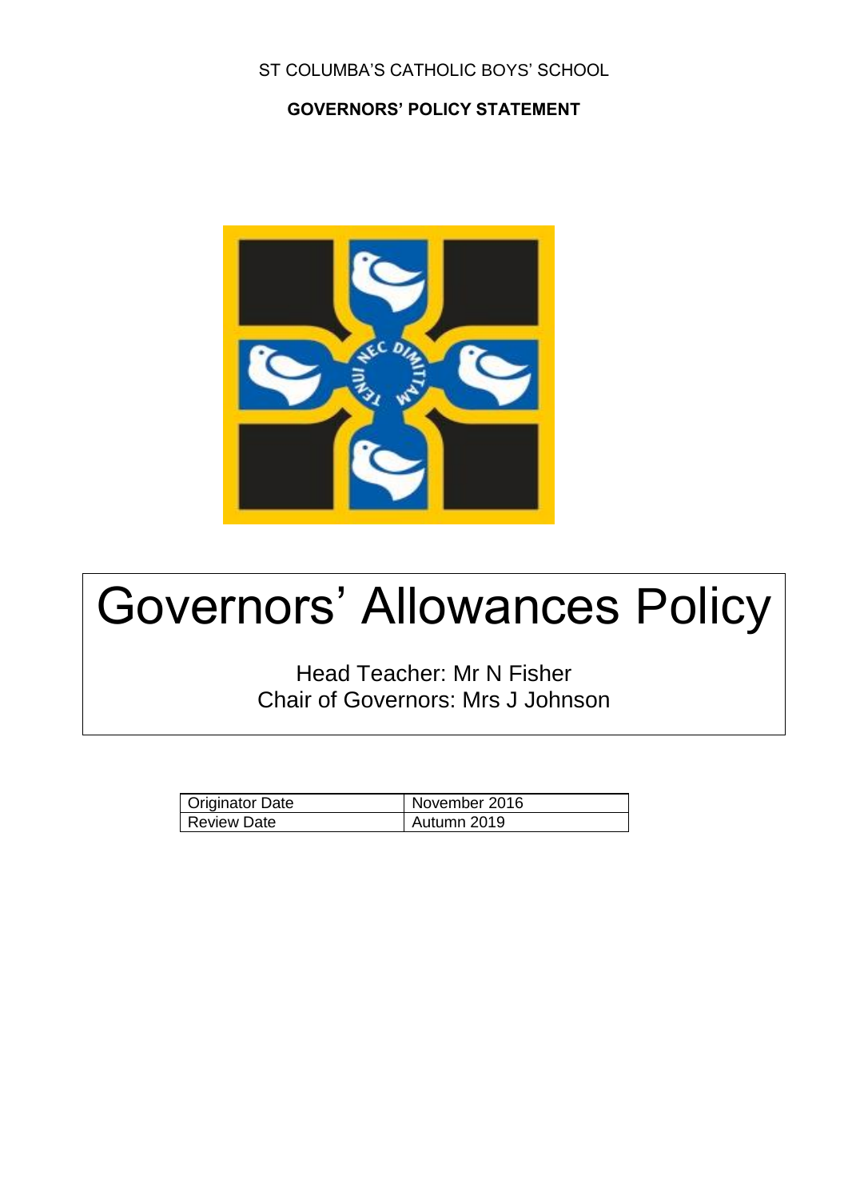ST COLUMBA'S CATHOLIC BOYS' SCHOOL

**GOVERNORS' POLICY STATEMENT**

# Governors' Allowances Policy

Head Teacher: Mr N Fisher
Chair of Governors: Mrs J Johnson

| Originator Date | November 2016 |
| --- | --- |
| Review Date | Autumn 2019 |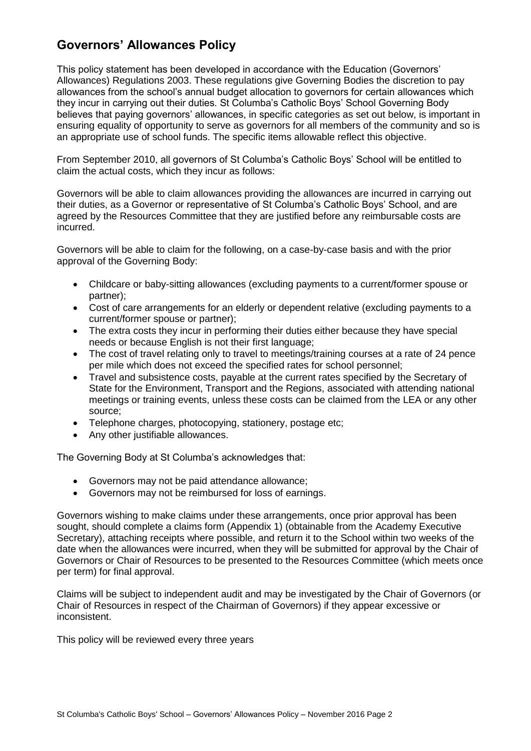## Governors' Allowances Policy

This policy statement has been developed in accordance with the Education (Governors' Allowances) Regulations 2003. These regulations give Governing Bodies the discretion to pay allowances from the school's annual budget allocation to governors for certain allowances which they incur in carrying out their duties. St Columba's Catholic Boys' School Governing Body believes that paying governors' allowances, in specific categories as set out below, is important in ensuring equality of opportunity to serve as governors for all members of the community and so is an appropriate use of school funds. The specific items allowable reflect this objective.

From September 2010, all governors of St Columba's Catholic Boys' School will be entitled to claim the actual costs, which they incur as follows:

Governors will be able to claim allowances providing the allowances are incurred in carrying out their duties, as a Governor or representative of St Columba's Catholic Boys' School, and are agreed by the Resources Committee that they are justified before any reimbursable costs are incurred.

Governors will be able to claim for the following, on a case-by-case basis and with the prior approval of the Governing Body:

- Childcare or baby-sitting allowances (excluding payments to a current/former spouse or partner);
- Cost of care arrangements for an elderly or dependent relative (excluding payments to a current/former spouse or partner);
- The extra costs they incur in performing their duties either because they have special needs or because English is not their first language;
- The cost of travel relating only to travel to meetings/training courses at a rate of 24 pence per mile which does not exceed the specified rates for school personnel;
- Travel and subsistence costs, payable at the current rates specified by the Secretary of State for the Environment, Transport and the Regions, associated with attending national meetings or training events, unless these costs can be claimed from the LEA or any other source;
- Telephone charges, photocopying, stationery, postage etc;
- Any other justifiable allowances.

The Governing Body at St Columba's acknowledges that:

- Governors may not be paid attendance allowance;
- Governors may not be reimbursed for loss of earnings.

Governors wishing to make claims under these arrangements, once prior approval has been sought, should complete a claims form (Appendix 1) (obtainable from the Academy Executive Secretary), attaching receipts where possible, and return it to the School within two weeks of the date when the allowances were incurred, when they will be submitted for approval by the Chair of Governors or Chair of Resources to be presented to the Resources Committee (which meets once per term) for final approval.

Claims will be subject to independent audit and may be investigated by the Chair of Governors (or Chair of Resources in respect of the Chairman of Governors) if they appear excessive or inconsistent.

This policy will be reviewed every three years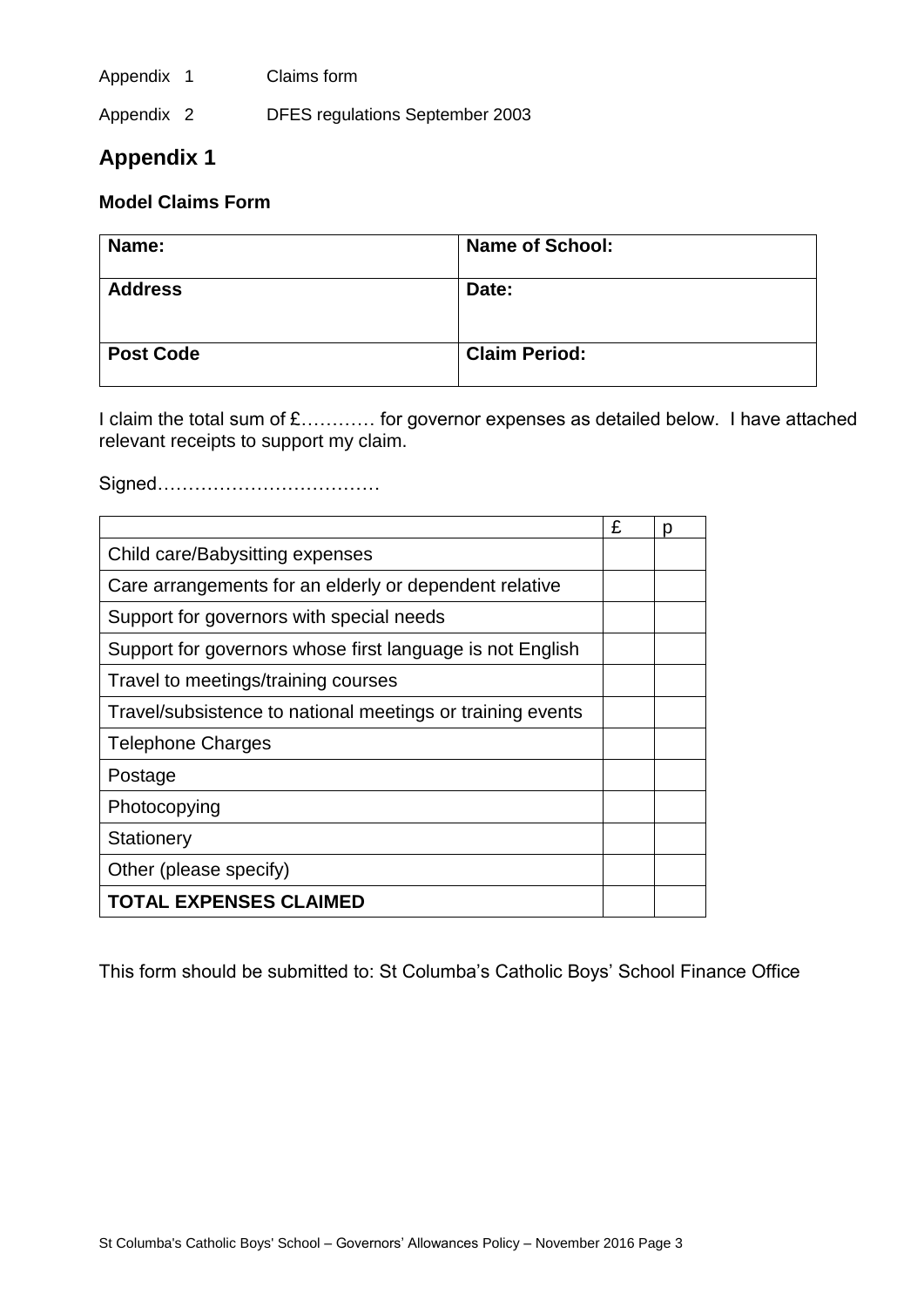Appendix 1 Claims form

Appendix 2 DFES regulations September 2003

## Appendix 1

### Model Claims Form

| **Name:** | **Name of School:** |
|---|---|
| **Address** | **Date:** |
| **Post Code** | **Claim Period:** |

I claim the total sum of £………… for governor expenses as detailed below. I have attached relevant receipts to support my claim.

Signed………………………………

| | £ | p |
|---|---|---|
| Child care/Babysitting expenses | | |
| Care arrangements for an elderly or dependent relative | | |
| Support for governors with special needs | | |
| Support for governors whose first language is not English | | |
| Travel to meetings/training courses | | |
| Travel/subsistence to national meetings or training events | | |
| Telephone Charges | | |
| Postage | | |
| Photocopying | | |
| Stationery | | |
| Other (please specify) | | |
| **TOTAL EXPENSES CLAIMED** | | |

This form should be submitted to: St Columba's Catholic Boys' School Finance Office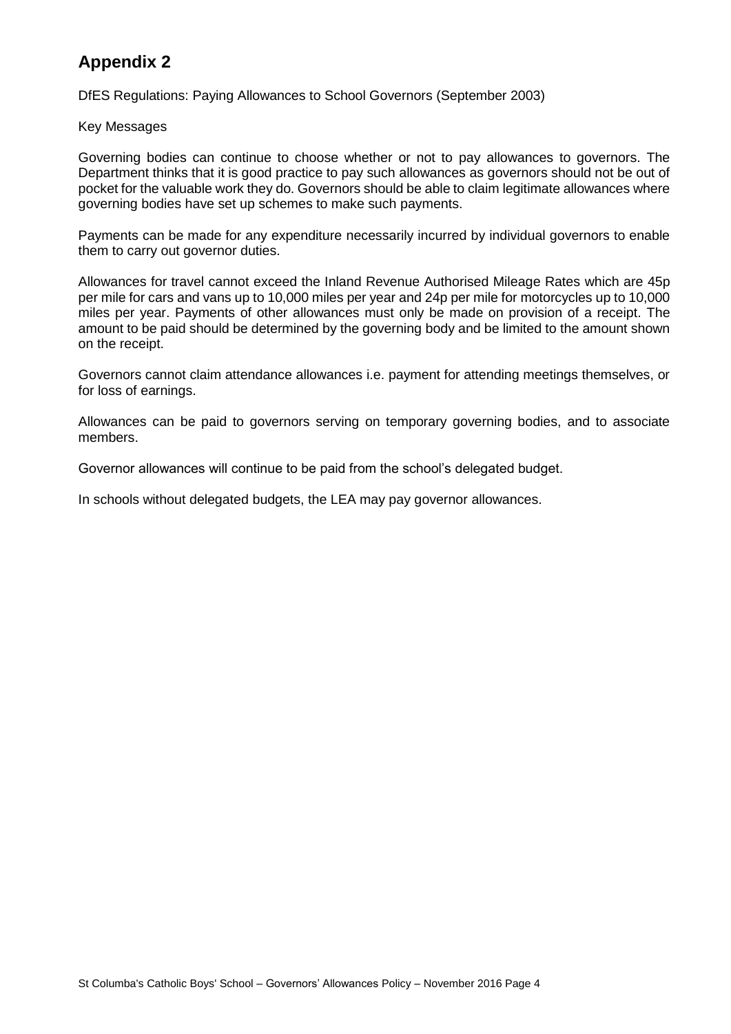# Appendix 2

DfES Regulations: Paying Allowances to School Governors (September 2003)

Key Messages

Governing bodies can continue to choose whether or not to pay allowances to governors. The Department thinks that it is good practice to pay such allowances as governors should not be out of pocket for the valuable work they do. Governors should be able to claim legitimate allowances where governing bodies have set up schemes to make such payments.

Payments can be made for any expenditure necessarily incurred by individual governors to enable them to carry out governor duties.

Allowances for travel cannot exceed the Inland Revenue Authorised Mileage Rates which are 45p per mile for cars and vans up to 10,000 miles per year and 24p per mile for motorcycles up to 10,000 miles per year. Payments of other allowances must only be made on provision of a receipt. The amount to be paid should be determined by the governing body and be limited to the amount shown on the receipt.

Governors cannot claim attendance allowances i.e. payment for attending meetings themselves, or for loss of earnings.

Allowances can be paid to governors serving on temporary governing bodies, and to associate members.

Governor allowances will continue to be paid from the school's delegated budget.

In schools without delegated budgets, the LEA may pay governor allowances.